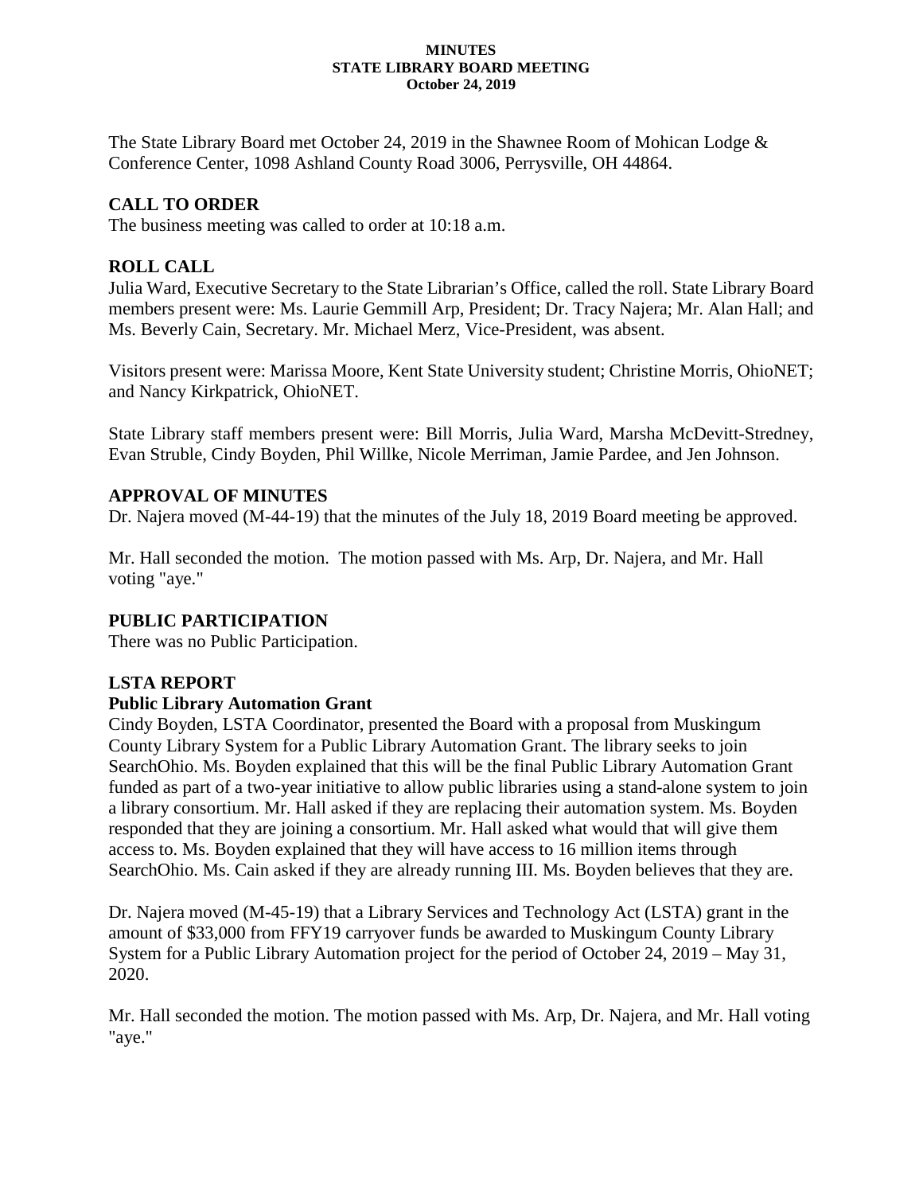**MINUTES**
**STATE LIBRARY BOARD MEETING**
**October 24, 2019**

The State Library Board met October 24, 2019 in the Shawnee Room of Mohican Lodge & Conference Center, 1098 Ashland County Road 3006, Perrysville, OH 44864.

## CALL TO ORDER

The business meeting was called to order at 10:18 a.m.

## ROLL CALL

Julia Ward, Executive Secretary to the State Librarian's Office, called the roll. State Library Board members present were: Ms. Laurie Gemmill Arp, President; Dr. Tracy Najera; Mr. Alan Hall; and Ms. Beverly Cain, Secretary. Mr. Michael Merz, Vice-President, was absent.

Visitors present were: Marissa Moore, Kent State University student; Christine Morris, OhioNET; and Nancy Kirkpatrick, OhioNET.

State Library staff members present were: Bill Morris, Julia Ward, Marsha McDevitt-Stredney, Evan Struble, Cindy Boyden, Phil Willke, Nicole Merriman, Jamie Pardee, and Jen Johnson.

## APPROVAL OF MINUTES

Dr. Najera moved (M-44-19) that the minutes of the July 18, 2019 Board meeting be approved.

Mr. Hall seconded the motion. The motion passed with Ms. Arp, Dr. Najera, and Mr. Hall voting "aye."

## PUBLIC PARTICIPATION

There was no Public Participation.

## LSTA REPORT

### Public Library Automation Grant

Cindy Boyden, LSTA Coordinator, presented the Board with a proposal from Muskingum County Library System for a Public Library Automation Grant. The library seeks to join SearchOhio. Ms. Boyden explained that this will be the final Public Library Automation Grant funded as part of a two-year initiative to allow public libraries using a stand-alone system to join a library consortium. Mr. Hall asked if they are replacing their automation system. Ms. Boyden responded that they are joining a consortium. Mr. Hall asked what would that will give them access to. Ms. Boyden explained that they will have access to 16 million items through SearchOhio. Ms. Cain asked if they are already running III. Ms. Boyden believes that they are.

Dr. Najera moved (M-45-19) that a Library Services and Technology Act (LSTA) grant in the amount of $33,000 from FFY19 carryover funds be awarded to Muskingum County Library System for a Public Library Automation project for the period of October 24, 2019 – May 31, 2020.

Mr. Hall seconded the motion. The motion passed with Ms. Arp, Dr. Najera, and Mr. Hall voting "aye."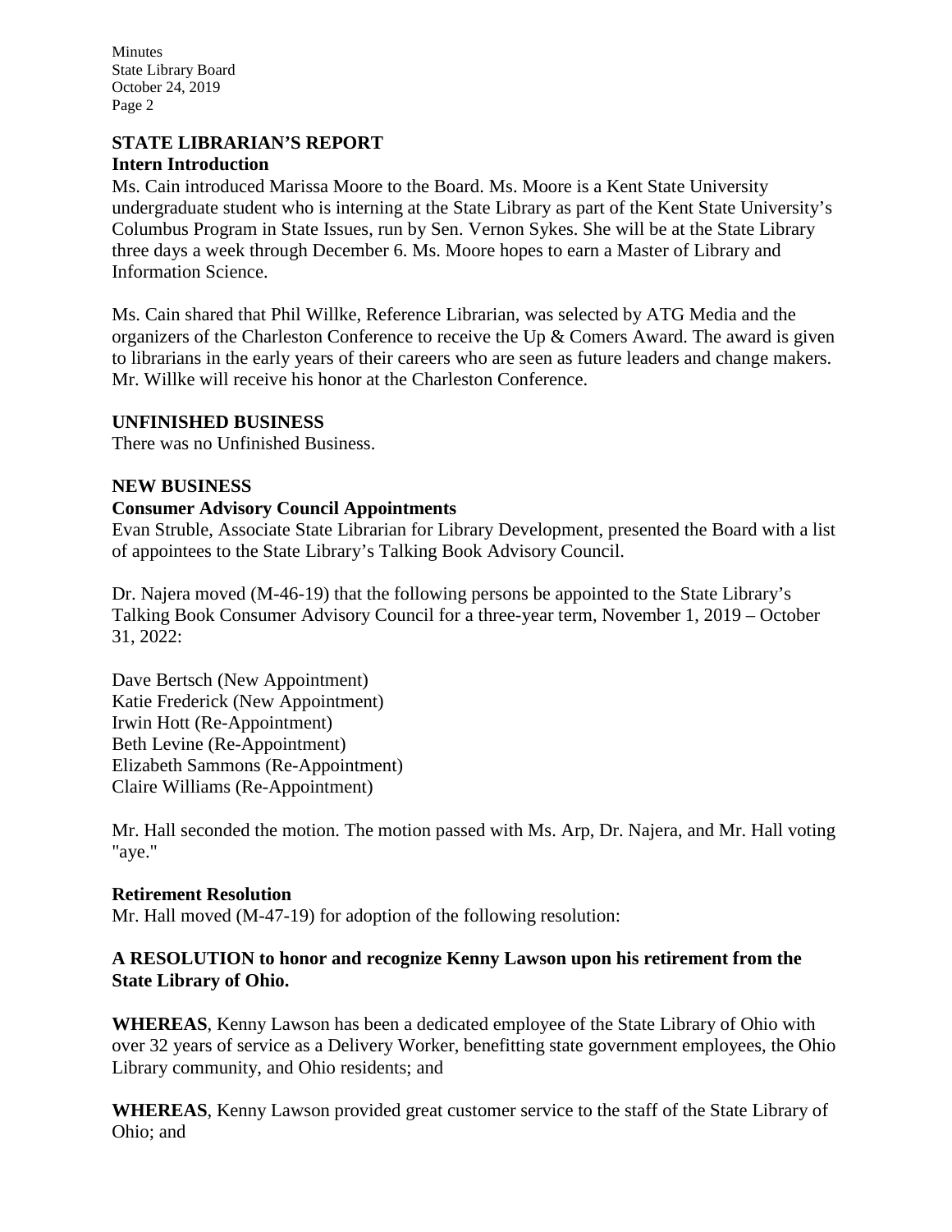## STATE LIBRARIAN'S REPORT

### Intern Introduction

Ms. Cain introduced Marissa Moore to the Board. Ms. Moore is a Kent State University undergraduate student who is interning at the State Library as part of the Kent State University's Columbus Program in State Issues, run by Sen. Vernon Sykes. She will be at the State Library three days a week through December 6. Ms. Moore hopes to earn a Master of Library and Information Science.

Ms. Cain shared that Phil Willke, Reference Librarian, was selected by ATG Media and the organizers of the Charleston Conference to receive the Up & Comers Award. The award is given to librarians in the early years of their careers who are seen as future leaders and change makers. Mr. Willke will receive his honor at the Charleston Conference.

## UNFINISHED BUSINESS

There was no Unfinished Business.

## NEW BUSINESS

### Consumer Advisory Council Appointments

Evan Struble, Associate State Librarian for Library Development, presented the Board with a list of appointees to the State Library's Talking Book Advisory Council.

Dr. Najera moved (M-46-19) that the following persons be appointed to the State Library's Talking Book Consumer Advisory Council for a three-year term, November 1, 2019 – October 31, 2022:

Dave Bertsch (New Appointment)
Katie Frederick (New Appointment)
Irwin Hott (Re-Appointment)
Beth Levine (Re-Appointment)
Elizabeth Sammons (Re-Appointment)
Claire Williams (Re-Appointment)

Mr. Hall seconded the motion. The motion passed with Ms. Arp, Dr. Najera, and Mr. Hall voting "aye."

### Retirement Resolution

Mr. Hall moved (M-47-19) for adoption of the following resolution:

**A RESOLUTION to honor and recognize Kenny Lawson upon his retirement from the State Library of Ohio.**

**WHEREAS**, Kenny Lawson has been a dedicated employee of the State Library of Ohio with over 32 years of service as a Delivery Worker, benefitting state government employees, the Ohio Library community, and Ohio residents; and

**WHEREAS**, Kenny Lawson provided great customer service to the staff of the State Library of Ohio; and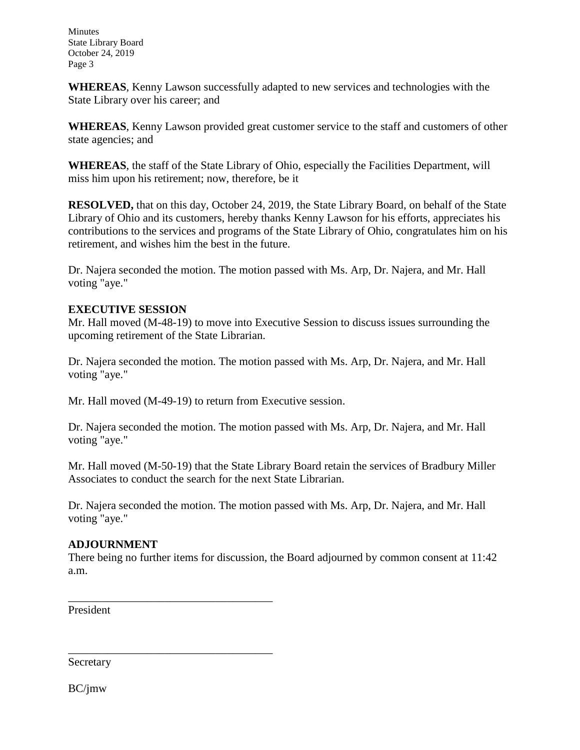**WHEREAS**, Kenny Lawson successfully adapted to new services and technologies with the State Library over his career; and

**WHEREAS**, Kenny Lawson provided great customer service to the staff and customers of other state agencies; and

**WHEREAS**, the staff of the State Library of Ohio, especially the Facilities Department, will miss him upon his retirement; now, therefore, be it

**RESOLVED,** that on this day, October 24, 2019, the State Library Board, on behalf of the State Library of Ohio and its customers, hereby thanks Kenny Lawson for his efforts, appreciates his contributions to the services and programs of the State Library of Ohio, congratulates him on his retirement, and wishes him the best in the future.

Dr. Najera seconded the motion. The motion passed with Ms. Arp, Dr. Najera, and Mr. Hall voting "aye."

**EXECUTIVE SESSION**

Mr. Hall moved (M-48-19) to move into Executive Session to discuss issues surrounding the upcoming retirement of the State Librarian.

Dr. Najera seconded the motion. The motion passed with Ms. Arp, Dr. Najera, and Mr. Hall voting "aye."

Mr. Hall moved (M-49-19) to return from Executive session.

Dr. Najera seconded the motion. The motion passed with Ms. Arp, Dr. Najera, and Mr. Hall voting "aye."

Mr. Hall moved (M-50-19) that the State Library Board retain the services of Bradbury Miller Associates to conduct the search for the next State Librarian.

Dr. Najera seconded the motion. The motion passed with Ms. Arp, Dr. Najera, and Mr. Hall voting "aye."

**ADJOURNMENT**

There being no further items for discussion, the Board adjourned by common consent at 11:42 a.m.

\_\_\_\_\_\_\_\_\_\_\_\_\_\_\_\_\_\_\_\_\_\_\_\_\_\_\_\_\_\_\_\_\_\_\_\_

President

\_\_\_\_\_\_\_\_\_\_\_\_\_\_\_\_\_\_\_\_\_\_\_\_\_\_\_\_\_\_\_\_\_\_\_\_

Secretary

BC/jmw